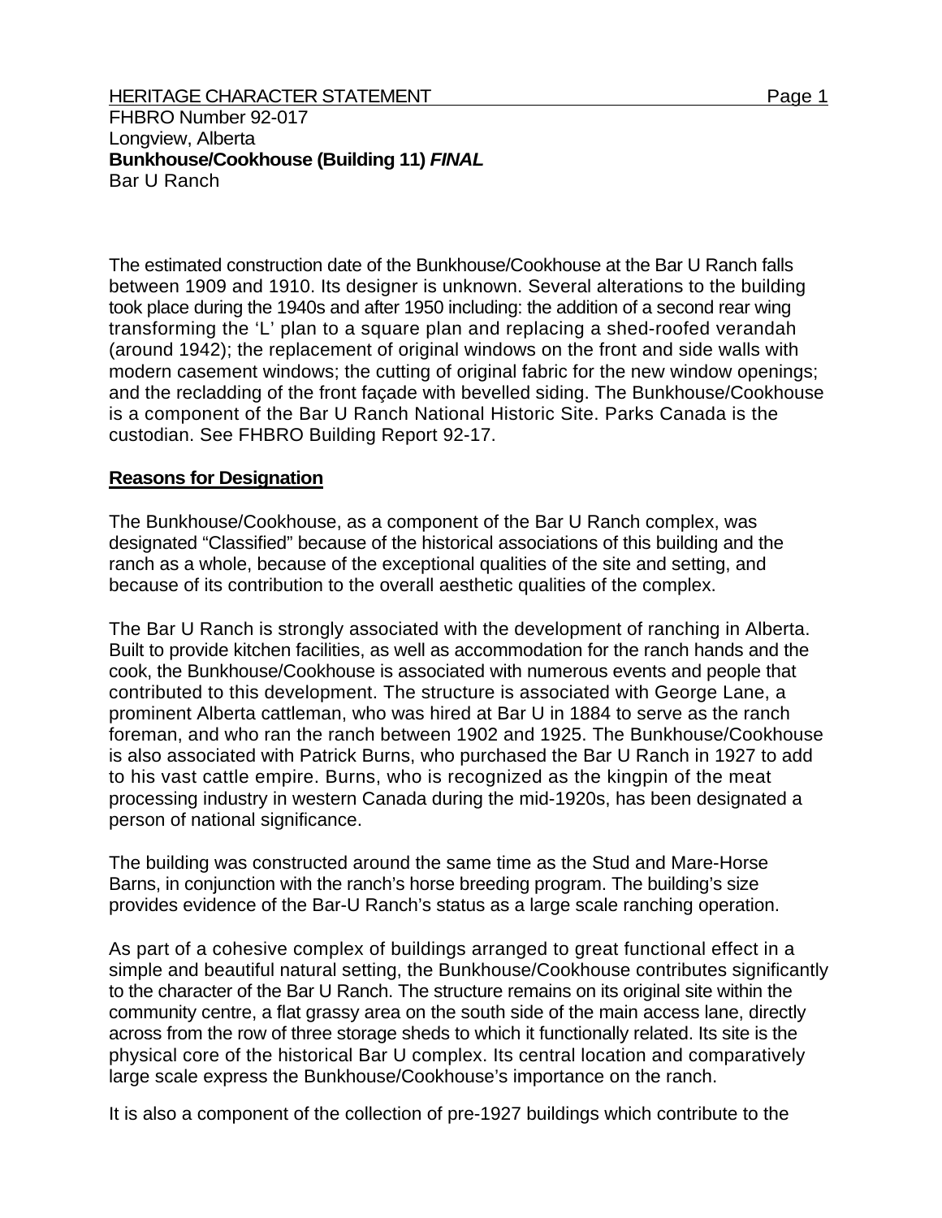HERITAGE CHARACTER STATEMENT

FHBRO Number 92-017
Longview, Alberta
**Bunkhouse/Cookhouse (Building 11) *FINAL***
Bar U Ranch

The estimated construction date of the Bunkhouse/Cookhouse at the Bar U Ranch falls between 1909 and 1910. Its designer is unknown. Several alterations to the building took place during the 1940s and after 1950 including: the addition of a second rear wing transforming the 'L' plan to a square plan and replacing a shed-roofed verandah (around 1942); the replacement of original windows on the front and side walls with modern casement windows; the cutting of original fabric for the new window openings; and the recladding of the front façade with bevelled siding. The Bunkhouse/Cookhouse is a component of the Bar U Ranch National Historic Site. Parks Canada is the custodian. See FHBRO Building Report 92-17.

## Reasons for Designation

The Bunkhouse/Cookhouse, as a component of the Bar U Ranch complex, was designated "Classified" because of the historical associations of this building and the ranch as a whole, because of the exceptional qualities of the site and setting, and because of its contribution to the overall aesthetic qualities of the complex.

The Bar U Ranch is strongly associated with the development of ranching in Alberta. Built to provide kitchen facilities, as well as accommodation for the ranch hands and the cook, the Bunkhouse/Cookhouse is associated with numerous events and people that contributed to this development. The structure is associated with George Lane, a prominent Alberta cattleman, who was hired at Bar U in 1884 to serve as the ranch foreman, and who ran the ranch between 1902 and 1925. The Bunkhouse/Cookhouse is also associated with Patrick Burns, who purchased the Bar U Ranch in 1927 to add to his vast cattle empire. Burns, who is recognized as the kingpin of the meat processing industry in western Canada during the mid-1920s, has been designated a person of national significance.

The building was constructed around the same time as the Stud and Mare-Horse Barns, in conjunction with the ranch's horse breeding program. The building's size provides evidence of the Bar-U Ranch's status as a large scale ranching operation.

As part of a cohesive complex of buildings arranged to great functional effect in a simple and beautiful natural setting, the Bunkhouse/Cookhouse contributes significantly to the character of the Bar U Ranch. The structure remains on its original site within the community centre, a flat grassy area on the south side of the main access lane, directly across from the row of three storage sheds to which it functionally related. Its site is the physical core of the historical Bar U complex. Its central location and comparatively large scale express the Bunkhouse/Cookhouse's importance on the ranch.

It is also a component of the collection of pre-1927 buildings which contribute to the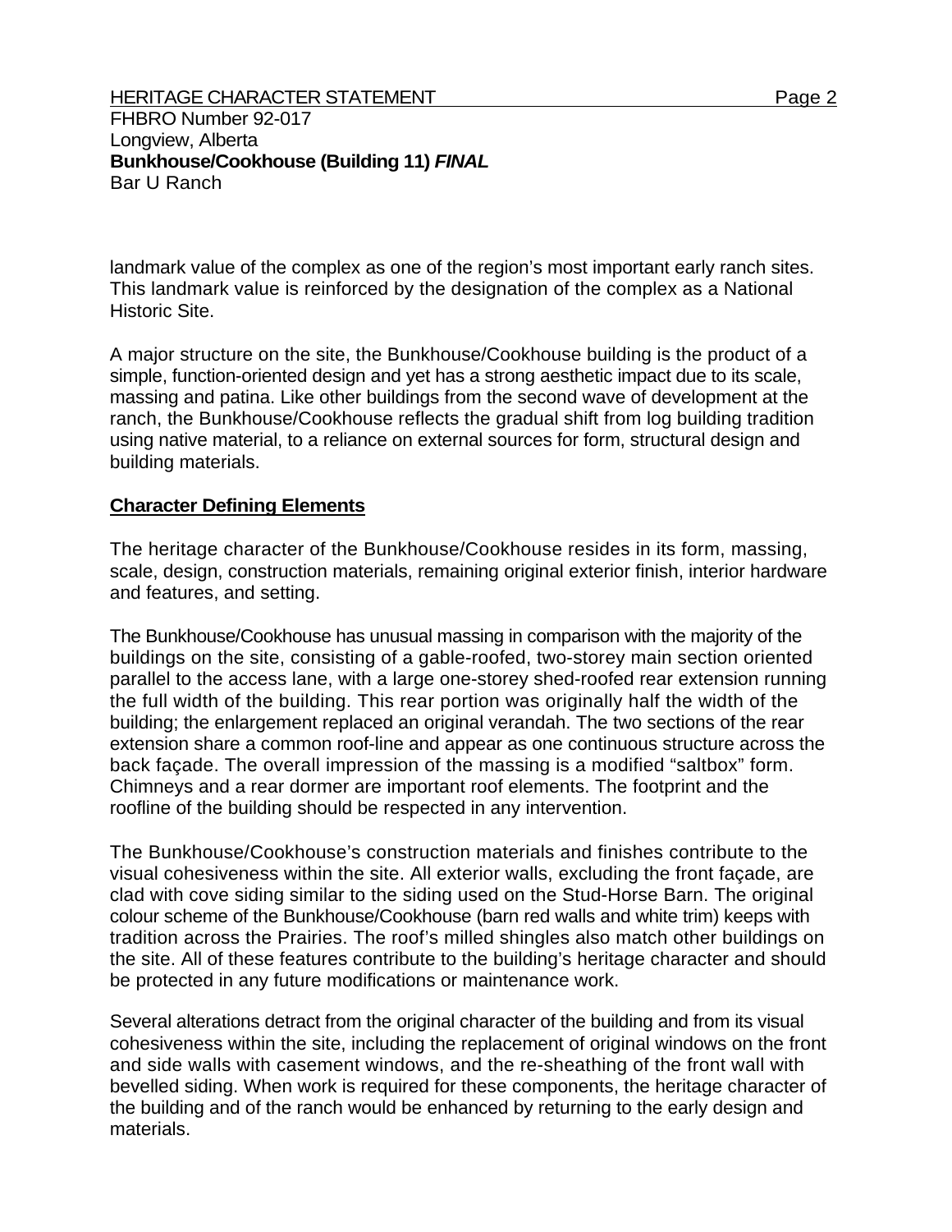landmark value of the complex as one of the region's most important early ranch sites. This landmark value is reinforced by the designation of the complex as a National Historic Site.

A major structure on the site, the Bunkhouse/Cookhouse building is the product of a simple, function-oriented design and yet has a strong aesthetic impact due to its scale, massing and patina. Like other buildings from the second wave of development at the ranch, the Bunkhouse/Cookhouse reflects the gradual shift from log building tradition using native material, to a reliance on external sources for form, structural design and building materials.

## Character Defining Elements

The heritage character of the Bunkhouse/Cookhouse resides in its form, massing, scale, design, construction materials, remaining original exterior finish, interior hardware and features, and setting.

The Bunkhouse/Cookhouse has unusual massing in comparison with the majority of the buildings on the site, consisting of a gable-roofed, two-storey main section oriented parallel to the access lane, with a large one-storey shed-roofed rear extension running the full width of the building. This rear portion was originally half the width of the building; the enlargement replaced an original verandah. The two sections of the rear extension share a common roof-line and appear as one continuous structure across the back façade. The overall impression of the massing is a modified "saltbox" form. Chimneys and a rear dormer are important roof elements. The footprint and the roofline of the building should be respected in any intervention.

The Bunkhouse/Cookhouse's construction materials and finishes contribute to the visual cohesiveness within the site. All exterior walls, excluding the front façade, are clad with cove siding similar to the siding used on the Stud-Horse Barn. The original colour scheme of the Bunkhouse/Cookhouse (barn red walls and white trim) keeps with tradition across the Prairies. The roof's milled shingles also match other buildings on the site. All of these features contribute to the building's heritage character and should be protected in any future modifications or maintenance work.

Several alterations detract from the original character of the building and from its visual cohesiveness within the site, including the replacement of original windows on the front and side walls with casement windows, and the re-sheathing of the front wall with bevelled siding. When work is required for these components, the heritage character of the building and of the ranch would be enhanced by returning to the early design and materials.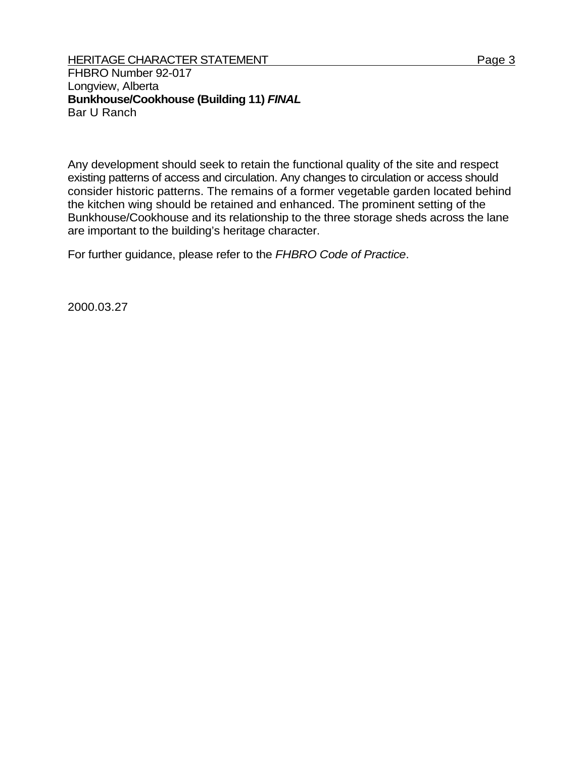Any development should seek to retain the functional quality of the site and respect existing patterns of access and circulation. Any changes to circulation or access should consider historic patterns. The remains of a former vegetable garden located behind the kitchen wing should be retained and enhanced. The prominent setting of the Bunkhouse/Cookhouse and its relationship to the three storage sheds across the lane are important to the building's heritage character.

For further guidance, please refer to the *FHBRO Code of Practice*.

2000.03.27